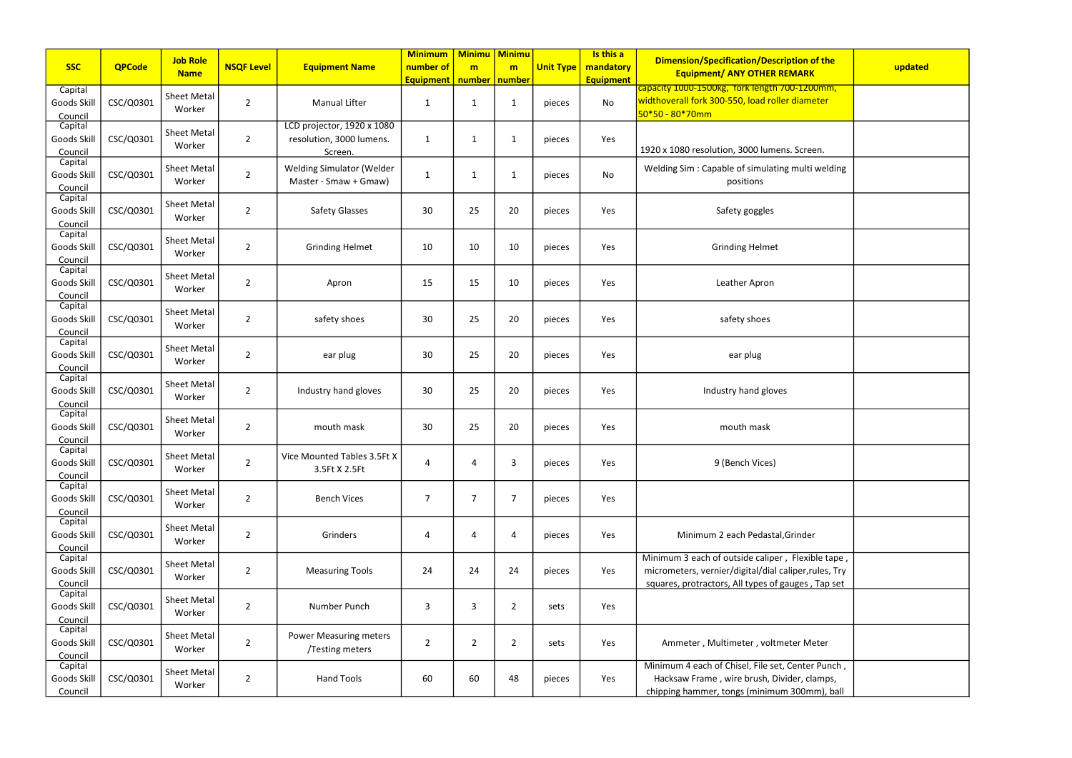| SSC | QPCode | Job Role Name | NSQF Level | Equipment Name | Minimum number of Equipment | Minimum number | Minimum number | Unit Type | Is this a mandatory Equipment | Dimension/Specification/Description of the Equipment/ ANY OTHER REMARK | updated |
|---|---|---|---|---|---|---|---|---|---|---|---|
| Capital Goods Skill Council | CSC/Q0301 | Sheet Metal Worker | 2 | Manual Lifter | 1 | 1 | 1 | pieces | No | capacity 1000-1500kg, fork length 700-1200mm, widthoverall fork 300-550, load roller diameter 50*50 - 80*70mm | |
| Capital Goods Skill Council | CSC/Q0301 | Sheet Metal Worker | 2 | LCD projector, 1920 x 1080 resolution, 3000 lumens. Screen. | 1 | 1 | 1 | pieces | Yes | 1920 x 1080 resolution, 3000 lumens. Screen. | |
| Capital Goods Skill Council | CSC/Q0301 | Sheet Metal Worker | 2 | Welding Simulator (Welder Master - Smaw + Gmaw) | 1 | 1 | 1 | pieces | No | Welding Sim : Capable of simulating multi welding positions | |
| Capital Goods Skill Council | CSC/Q0301 | Sheet Metal Worker | 2 | Safety Glasses | 30 | 25 | 20 | pieces | Yes | Safety goggles | |
| Capital Goods Skill Council | CSC/Q0301 | Sheet Metal Worker | 2 | Grinding Helmet | 10 | 10 | 10 | pieces | Yes | Grinding Helmet | |
| Capital Goods Skill Council | CSC/Q0301 | Sheet Metal Worker | 2 | Apron | 15 | 15 | 10 | pieces | Yes | Leather Apron | |
| Capital Goods Skill Council | CSC/Q0301 | Sheet Metal Worker | 2 | safety shoes | 30 | 25 | 20 | pieces | Yes | safety shoes | |
| Capital Goods Skill Council | CSC/Q0301 | Sheet Metal Worker | 2 | ear plug | 30 | 25 | 20 | pieces | Yes | ear plug | |
| Capital Goods Skill Council | CSC/Q0301 | Sheet Metal Worker | 2 | Industry hand gloves | 30 | 25 | 20 | pieces | Yes | Industry hand gloves | |
| Capital Goods Skill Council | CSC/Q0301 | Sheet Metal Worker | 2 | mouth mask | 30 | 25 | 20 | pieces | Yes | mouth mask | |
| Capital Goods Skill Council | CSC/Q0301 | Sheet Metal Worker | 2 | Vice Mounted Tables 3.5Ft X 3.5Ft X 2.5Ft | 4 | 4 | 3 | pieces | Yes | 9 (Bench Vices) | |
| Capital Goods Skill Council | CSC/Q0301 | Sheet Metal Worker | 2 | Bench Vices | 7 | 7 | 7 | pieces | Yes | | |
| Capital Goods Skill Council | CSC/Q0301 | Sheet Metal Worker | 2 | Grinders | 4 | 4 | 4 | pieces | Yes | Minimum 2 each Pedastal,Grinder | |
| Capital Goods Skill Council | CSC/Q0301 | Sheet Metal Worker | 2 | Measuring Tools | 24 | 24 | 24 | pieces | Yes | Minimum 3 each of outside caliper , Flexible tape , micrometers, vernier/digital/dial caliper,rules, Try squares, protractors, All types of gauges , Tap set | |
| Capital Goods Skill Council | CSC/Q0301 | Sheet Metal Worker | 2 | Number Punch | 3 | 3 | 2 | sets | Yes | | |
| Capital Goods Skill Council | CSC/Q0301 | Sheet Metal Worker | 2 | Power Measuring meters /Testing meters | 2 | 2 | 2 | sets | Yes | Ammeter , Multimeter , voltmeter Meter | |
| Capital Goods Skill Council | CSC/Q0301 | Sheet Metal Worker | 2 | Hand Tools | 60 | 60 | 48 | pieces | Yes | Minimum 4 each of Chisel, File set, Center Punch , Hacksaw Frame , wire brush, Divider, clamps, chipping hammer, tongs (minimum 300mm), ball | |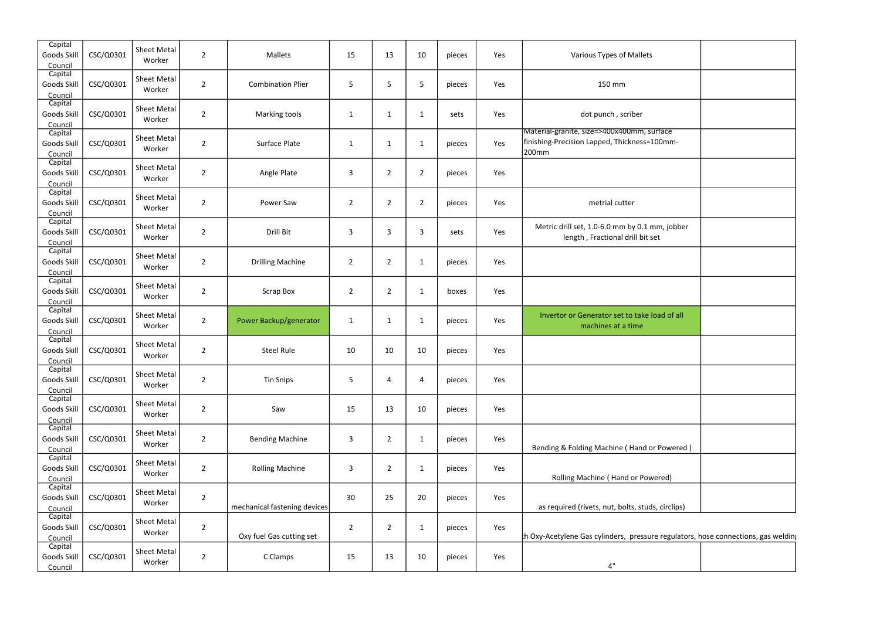| | | | | | | | | | | | |
|---|---|---|---|---|---|---|---|---|---|---|---|
| Capital Goods Skill Council | CSC/Q0301 | Sheet Metal Worker | 2 | Mallets | 15 | 13 | 10 | pieces | Yes | Various Types of Mallets | |
| Capital Goods Skill Council | CSC/Q0301 | Sheet Metal Worker | 2 | Combination Plier | 5 | 5 | 5 | pieces | Yes | 150 mm | |
| Capital Goods Skill Council | CSC/Q0301 | Sheet Metal Worker | 2 | Marking tools | 1 | 1 | 1 | sets | Yes | dot punch , scriber | |
| Capital Goods Skill Council | CSC/Q0301 | Sheet Metal Worker | 2 | Surface Plate | 1 | 1 | 1 | pieces | Yes | Material-granite, size=>400x400mm, surface finishing-Precision Lapped, Thickness=100mm-200mm | |
| Capital Goods Skill Council | CSC/Q0301 | Sheet Metal Worker | 2 | Angle Plate | 3 | 2 | 2 | pieces | Yes | | |
| Capital Goods Skill Council | CSC/Q0301 | Sheet Metal Worker | 2 | Power Saw | 2 | 2 | 2 | pieces | Yes | metrial cutter | |
| Capital Goods Skill Council | CSC/Q0301 | Sheet Metal Worker | 2 | Drill Bit | 3 | 3 | 3 | sets | Yes | Metric drill set, 1.0-6.0 mm by 0.1 mm, jobber length , Fractional drill bit set | |
| Capital Goods Skill Council | CSC/Q0301 | Sheet Metal Worker | 2 | Drilling Machine | 2 | 2 | 1 | pieces | Yes | | |
| Capital Goods Skill Council | CSC/Q0301 | Sheet Metal Worker | 2 | Scrap Box | 2 | 2 | 1 | boxes | Yes | | |
| Capital Goods Skill Council | CSC/Q0301 | Sheet Metal Worker | 2 | Power Backup/generator | 1 | 1 | 1 | pieces | Yes | Invertor or Generator set to take load of all machines at a time | |
| Capital Goods Skill Council | CSC/Q0301 | Sheet Metal Worker | 2 | Steel Rule | 10 | 10 | 10 | pieces | Yes | | |
| Capital Goods Skill Council | CSC/Q0301 | Sheet Metal Worker | 2 | Tin Snips | 5 | 4 | 4 | pieces | Yes | | |
| Capital Goods Skill Council | CSC/Q0301 | Sheet Metal Worker | 2 | Saw | 15 | 13 | 10 | pieces | Yes | | |
| Capital Goods Skill Council | CSC/Q0301 | Sheet Metal Worker | 2 | Bending Machine | 3 | 2 | 1 | pieces | Yes | Bending & Folding Machine ( Hand or Powered ) | |
| Capital Goods Skill Council | CSC/Q0301 | Sheet Metal Worker | 2 | Rolling Machine | 3 | 2 | 1 | pieces | Yes | Rolling Machine ( Hand or Powered) | |
| Capital Goods Skill Council | CSC/Q0301 | Sheet Metal Worker | 2 | mechanical fastening devices | 30 | 25 | 20 | pieces | Yes | as required (rivets, nut, bolts, studs, circlips) | |
| Capital Goods Skill Council | CSC/Q0301 | Sheet Metal Worker | 2 | Oxy fuel Gas cutting set | 2 | 2 | 1 | pieces | Yes | h Oxy-Acetylene Gas cylinders, pressure regulators, hose connections, gas weldin | |
| Capital Goods Skill Council | CSC/Q0301 | Sheet Metal Worker | 2 | C Clamps | 15 | 13 | 10 | pieces | Yes | 4" | |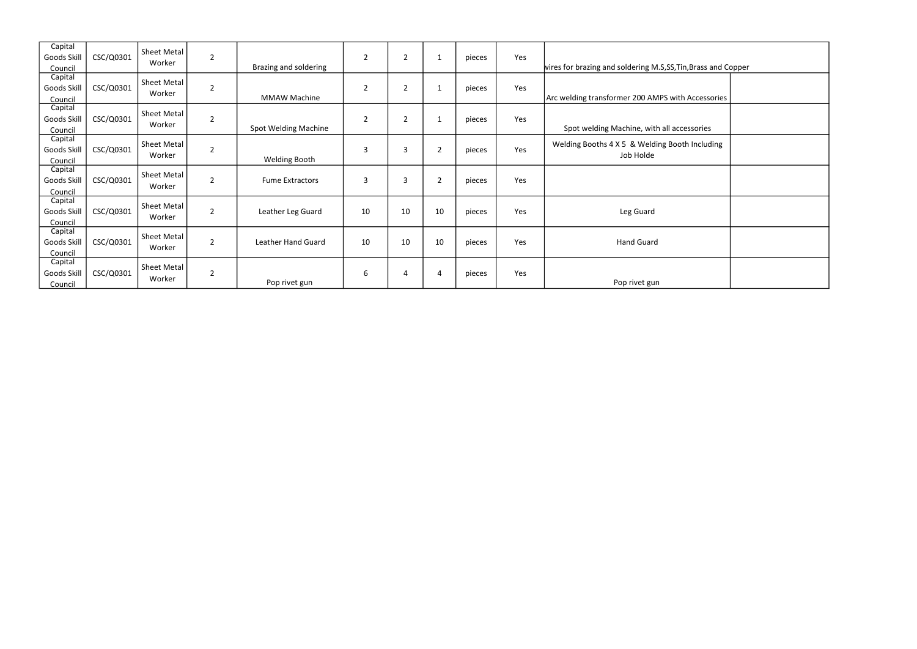| | | | | | | | | | | | |
|---|---|---|---|---|---|---|---|---|---|---|---|
| Capital Goods Skill Council | CSC/Q0301 | Sheet Metal Worker | 2 | Brazing and soldering | 2 | 2 | 1 | pieces | Yes | wires for brazing and soldering M.S,SS,Tin,Brass and Copper | |
| Capital Goods Skill Council | CSC/Q0301 | Sheet Metal Worker | 2 | MMAW Machine | 2 | 2 | 1 | pieces | Yes | Arc welding transformer 200 AMPS with Accessories | |
| Capital Goods Skill Council | CSC/Q0301 | Sheet Metal Worker | 2 | Spot Welding Machine | 2 | 2 | 1 | pieces | Yes | Spot welding Machine, with all accessories | |
| Capital Goods Skill Council | CSC/Q0301 | Sheet Metal Worker | 2 | Welding Booth | 3 | 3 | 2 | pieces | Yes | Welding Booths 4 X 5 & Welding Booth Including Job Holde | |
| Capital Goods Skill Council | CSC/Q0301 | Sheet Metal Worker | 2 | Fume Extractors | 3 | 3 | 2 | pieces | Yes | | |
| Capital Goods Skill Council | CSC/Q0301 | Sheet Metal Worker | 2 | Leather Leg Guard | 10 | 10 | 10 | pieces | Yes | Leg Guard | |
| Capital Goods Skill Council | CSC/Q0301 | Sheet Metal Worker | 2 | Leather Hand Guard | 10 | 10 | 10 | pieces | Yes | Hand Guard | |
| Capital Goods Skill Council | CSC/Q0301 | Sheet Metal Worker | 2 | Pop rivet gun | 6 | 4 | 4 | pieces | Yes | Pop rivet gun | |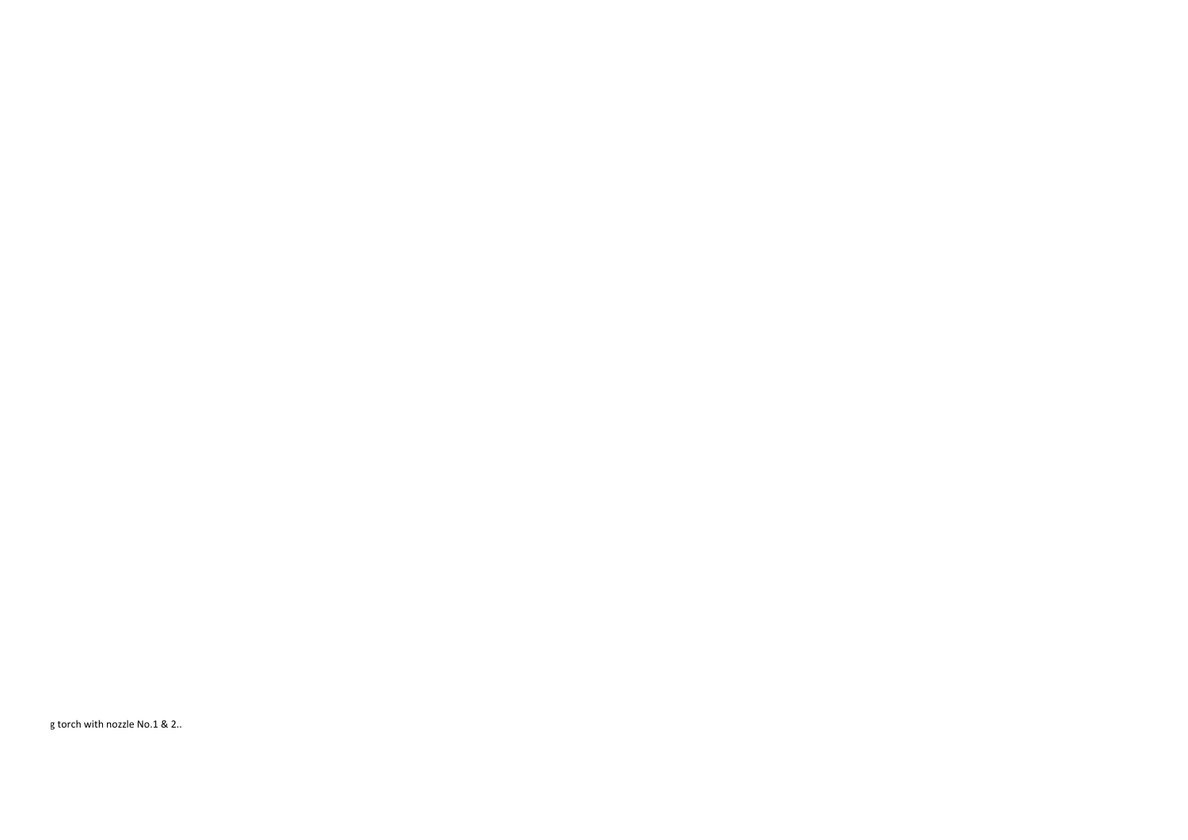g torch with nozzle No.1 & 2..